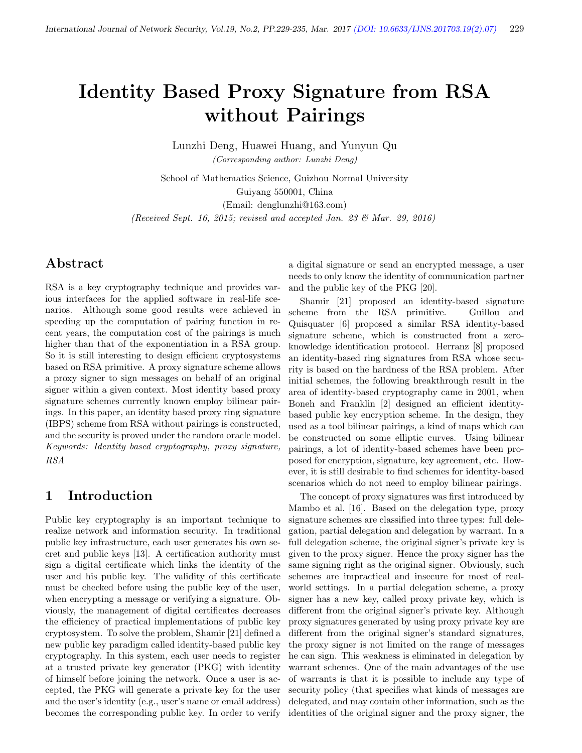# Identity Based Proxy Signature from RSA without Pairings

Lunzhi Deng, Huawei Huang, and Yunyun Qu

*(Corresponding author: Lunzhi Deng)*

School of Mathematics Science, Guizhou Normal University

Guiyang 550001, China

(Email: denglunzhi@163.com)

*(Received Sept. 16, 2015; revised and accepted Jan. 23 & Mar. 29, 2016)*

## Abstract

RSA is a key cryptography technique and provides various interfaces for the applied software in real-life scenarios. Although some good results were achieved in speeding up the computation of pairing function in recent years, the computation cost of the pairings is much higher than that of the exponentiation in a RSA group. So it is still interesting to design efficient cryptosystems based on RSA primitive. A proxy signature scheme allows a proxy signer to sign messages on behalf of an original signer within a given context. Most identity based proxy signature schemes currently known employ bilinear pairings. In this paper, an identity based proxy ring signature (IBPS) scheme from RSA without pairings is constructed, and the security is proved under the random oracle model.

*Keywords: Identity based cryptography, proxy signature, RSA*

## 1 Introduction

Public key cryptography is an important technique to realize network and information security. In traditional public key infrastructure, each user generates his own secret and public keys [13]. A certification authority must sign a digital certificate which links the identity of the user and his public key. The validity of this certificate must be checked before using the public key of the user, when encrypting a message or verifying a signature. Obviously, the management of digital certificates decreases the efficiency of practical implementations of public key cryptosystem. To solve the problem, Shamir [21] defined a new public key paradigm called identity-based public key cryptography. In this system, each user needs to register at a trusted private key generator (PKG) with identity of himself before joining the network. Once a user is accepted, the PKG will generate a private key for the user and the user's identity (e.g., user's name or email address) becomes the corresponding public key. In order to verify a digital signature or send an encrypted message, a user needs to only know the identity of communication partner and the public key of the PKG [20].

Shamir [21] proposed an identity-based signature scheme from the RSA primitive. Guillou and Quisquater [6] proposed a similar RSA identity-based signature scheme, which is constructed from a zero-knowledge identification protocol. Herranz [8] proposed an identity-based ring signatures from RSA whose security is based on the hardness of the RSA problem. After initial schemes, the following breakthrough result in the area of identity-based cryptography came in 2001, when Boneh and Franklin [2] designed an efficient identity-based public key encryption scheme. In the design, they used as a tool bilinear pairings, a kind of maps which can be constructed on some elliptic curves. Using bilinear pairings, a lot of identity-based schemes have been proposed for encryption, signature, key agreement, etc. However, it is still desirable to find schemes for identity-based scenarios which do not need to employ bilinear pairings.

The concept of proxy signatures was first introduced by Mambo et al. [16]. Based on the delegation type, proxy signature schemes are classified into three types: full delegation, partial delegation and delegation by warrant. In a full delegation scheme, the original signer's private key is given to the proxy signer. Hence the proxy signer has the same signing right as the original signer. Obviously, such schemes are impractical and insecure for most of real-world settings. In a partial delegation scheme, a proxy signer has a new key, called proxy private key, which is different from the original signer's private key. Although proxy signatures generated by using proxy private key are different from the original signer's standard signatures, the proxy signer is not limited on the range of messages he can sign. This weakness is eliminated in delegation by warrant schemes. One of the main advantages of the use of warrants is that it is possible to include any type of security policy (that specifies what kinds of messages are delegated, and may contain other information, such as the identities of the original signer and the proxy signer, the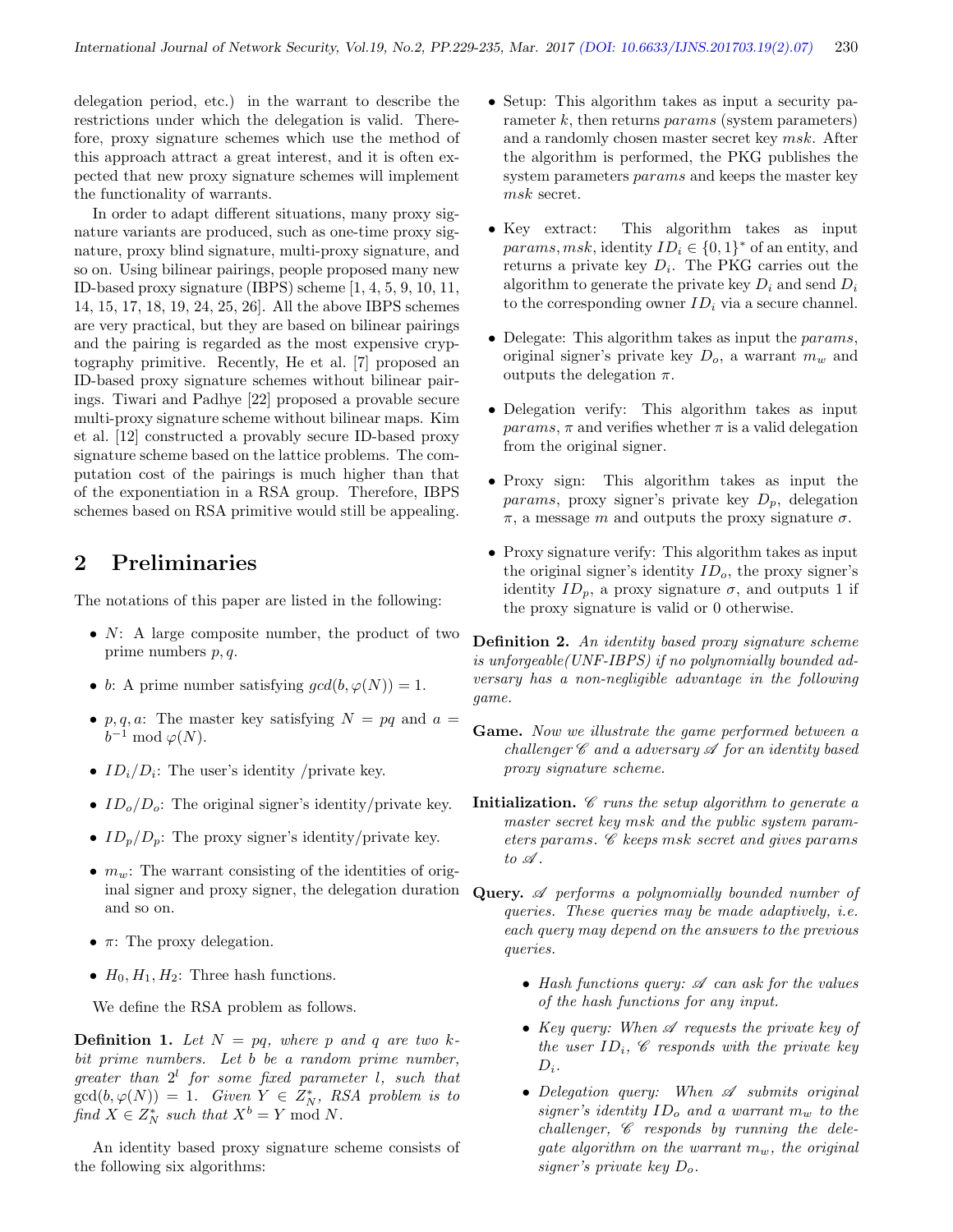delegation period, etc.) in the warrant to describe the restrictions under which the delegation is valid. Therefore, proxy signature schemes which use the method of this approach attract a great interest, and it is often expected that new proxy signature schemes will implement the functionality of warrants.

In order to adapt different situations, many proxy signature variants are produced, such as one-time proxy signature, proxy blind signature, multi-proxy signature, and so on. Using bilinear pairings, people proposed many new ID-based proxy signature (IBPS) scheme [1, 4, 5, 9, 10, 11, 14, 15, 17, 18, 19, 24, 25, 26]. All the above IBPS schemes are very practical, but they are based on bilinear pairings and the pairing is regarded as the most expensive cryptography primitive. Recently, He et al. [7] proposed an ID-based proxy signature schemes without bilinear pairings. Tiwari and Padhye [22] proposed a provable secure multi-proxy signature scheme without bilinear maps. Kim et al. [12] constructed a provably secure ID-based proxy signature scheme based on the lattice problems. The computation cost of the pairings is much higher than that of the exponentiation in a RSA group. Therefore, IBPS schemes based on RSA primitive would still be appealing.

## 2 Preliminaries

The notations of this paper are listed in the following:

- $N$: A large composite number, the product of two prime numbers $p, q$.
- $b$: A prime number satisfying $gcd(b, \varphi(N)) = 1$.
- $p, q, a$: The master key satisfying $N = pq$ and $a = b^{-1} \bmod \varphi(N)$.
- $ID_i/D_i$: The user's identity /private key.
- $ID_o/D_o$: The original signer's identity/private key.
- $ID_p/D_p$: The proxy signer's identity/private key.
- $m_w$: The warrant consisting of the identities of original signer and proxy signer, the delegation duration and so on.
- $\pi$: The proxy delegation.
- $H_0, H_1, H_2$: Three hash functions.

We define the RSA problem as follows.

**Definition 1.** *Let $N = pq$, where $p$ and $q$ are two $k$-bit prime numbers. Let $b$ be a random prime number, greater than $2^l$ for some fixed parameter $l$, such that $\gcd(b, \varphi(N)) = 1$. Given $Y \in Z_N^*$, RSA problem is to find $X \in Z_N^*$ such that $X^b = Y \bmod N$.*

An identity based proxy signature scheme consists of the following six algorithms:

- Setup: This algorithm takes as input a security parameter $k$, then returns $params$ (system parameters) and a randomly chosen master secret key $msk$. After the algorithm is performed, the PKG publishes the system parameters $params$ and keeps the master key $msk$ secret.
- Key extract: This algorithm takes as input $params, msk$, identity $ID_i \in \{0, 1\}^*$ of an entity, and returns a private key $D_i$. The PKG carries out the algorithm to generate the private key $D_i$ and send $D_i$ to the corresponding owner $ID_i$ via a secure channel.
- Delegate: This algorithm takes as input the $params$, original signer's private key $D_o$, a warrant $m_w$ and outputs the delegation $\pi$.
- Delegation verify: This algorithm takes as input $params$, $\pi$ and verifies whether $\pi$ is a valid delegation from the original signer.
- Proxy sign: This algorithm takes as input the $params$, proxy signer's private key $D_p$, delegation $\pi$, a message $m$ and outputs the proxy signature $\sigma$.
- Proxy signature verify: This algorithm takes as input the original signer's identity $ID_o$, the proxy signer's identity $ID_p$, a proxy signature $\sigma$, and outputs 1 if the proxy signature is valid or 0 otherwise.

**Definition 2.** *An identity based proxy signature scheme is unforgeable(UNF-IBPS) if no polynomially bounded adversary has a non-negligible advantage in the following game.*

**Game.** *Now we illustrate the game performed between a challenger $\mathscr{C}$ and a adversary $\mathscr{A}$ for an identity based proxy signature scheme.*

**Initialization.** *$\mathscr{C}$ runs the setup algorithm to generate a master secret key $msk$ and the public system parameters $params$. $\mathscr{C}$ keeps $msk$ secret and gives $params$ to $\mathscr{A}$.*

**Query.** *$\mathscr{A}$ performs a polynomially bounded number of queries. These queries may be made adaptively, i.e. each query may depend on the answers to the previous queries.*

- *Hash functions query: $\mathscr{A}$ can ask for the values of the hash functions for any input.*
- *Key query: When $\mathscr{A}$ requests the private key of the user $ID_i$, $\mathscr{C}$ responds with the private key $D_i$.*
- *Delegation query: When $\mathscr{A}$ submits original signer's identity $ID_o$ and a warrant $m_w$ to the challenger, $\mathscr{C}$ responds by running the delegate algorithm on the warrant $m_w$, the original signer's private key $D_o$.*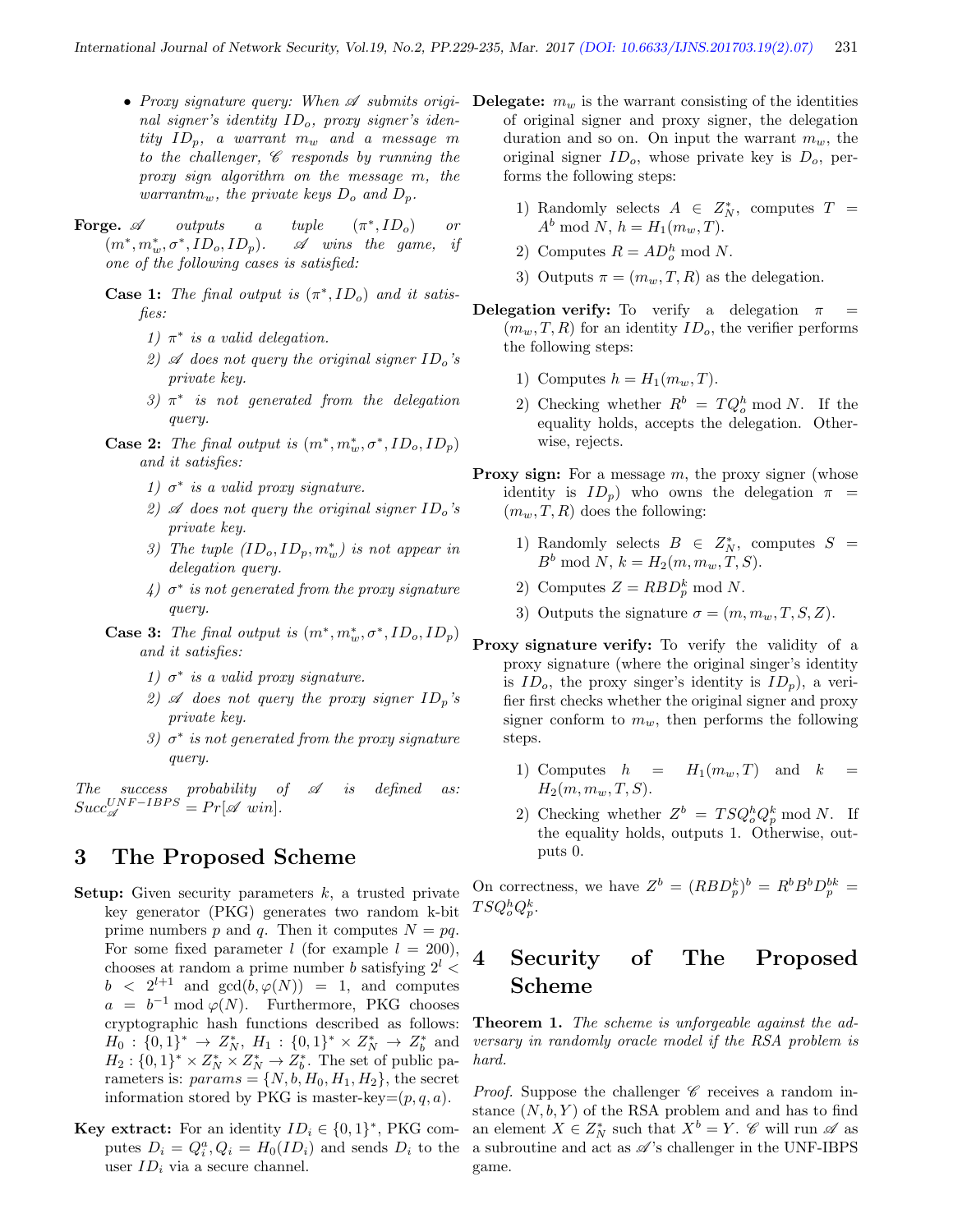- *Proxy signature query: When $\mathscr{A}$ submits original signer's identity $ID_o$, proxy signer's identity $ID_p$, a warrant $m_w$ and a message $m$ to the challenger, $\mathscr{C}$ responds by running the proxy sign algorithm on the message $m$, the warrant$m_w$, the private keys $D_o$ and $D_p$.*

**Forge.** *$\mathscr{A}$ outputs a tuple $(\pi^*, ID_o)$ or $(m^*, m_w^*, \sigma^*, ID_o, ID_p)$. $\mathscr{A}$ wins the game, if one of the following cases is satisfied:*

**Case 1:** *The final output is $(\pi^*, ID_o)$ and it satisfies:*

1) *$\pi^*$ is a valid delegation.*
2) *$\mathscr{A}$ does not query the original signer $ID_o$'s private key.*
3) *$\pi^*$ is not generated from the delegation query.*

**Case 2:** *The final output is $(m^*, m_w^*, \sigma^*, ID_o, ID_p)$ and it satisfies:*

1) *$\sigma^*$ is a valid proxy signature.*
2) *$\mathscr{A}$ does not query the original signer $ID_o$'s private key.*
3) *The tuple $(ID_o, ID_p, m_w^*)$ is not appear in delegation query.*
4) *$\sigma^*$ is not generated from the proxy signature query.*

**Case 3:** *The final output is $(m^*, m_w^*, \sigma^*, ID_o, ID_p)$ and it satisfies:*

1) *$\sigma^*$ is a valid proxy signature.*
2) *$\mathscr{A}$ does not query the proxy signer $ID_p$'s private key.*
3) *$\sigma^*$ is not generated from the proxy signature query.*

*The success probability of $\mathscr{A}$ is defined as: $Succ_{\mathscr{A}}^{UNF-IBPS} = Pr[\mathscr{A}\ win]$.*

# 3 The Proposed Scheme

**Setup:** Given security parameters $k$, a trusted private key generator (PKG) generates two random k-bit prime numbers $p$ and $q$. Then it computes $N = pq$. For some fixed parameter $l$ (for example $l = 200$), chooses at random a prime number $b$ satisfying $2^l < b < 2^{l+1}$ and $\gcd(b, \varphi(N)) = 1$, and computes $a = b^{-1} \bmod \varphi(N)$. Furthermore, PKG chooses cryptographic hash functions described as follows: $H_0 : \{0,1\}^* \to Z_N^*$, $H_1 : \{0,1\}^* \times Z_N^* \to Z_b^*$ and $H_2 : \{0,1\}^* \times Z_N^* \times Z_N^* \to Z_b^*$. The set of public parameters is: $params = \{N, b, H_0, H_1, H_2\}$, the secret information stored by PKG is master-key=$(p, q, a)$.

**Key extract:** For an identity $ID_i \in \{0,1\}^*$, PKG computes $D_i = Q_i^a, Q_i = H_0(ID_i)$ and sends $D_i$ to the user $ID_i$ via a secure channel.

**Delegate:** $m_w$ is the warrant consisting of the identities of original signer and proxy signer, the delegation duration and so on. On input the warrant $m_w$, the original signer $ID_o$, whose private key is $D_o$, performs the following steps:

1) Randomly selects $A \in Z_N^*$, computes $T = A^b \bmod N$, $h = H_1(m_w, T)$.
2) Computes $R = AD_o^h \bmod N$.
3) Outputs $\pi = (m_w, T, R)$ as the delegation.

**Delegation verify:** To verify a delegation $\pi = (m_w, T, R)$ for an identity $ID_o$, the verifier performs the following steps:

1) Computes $h = H_1(m_w, T)$.
2) Checking whether $R^b = TQ_o^h \bmod N$. If the equality holds, accepts the delegation. Otherwise, rejects.

**Proxy sign:** For a message $m$, the proxy signer (whose identity is $ID_p$) who owns the delegation $\pi = (m_w, T, R)$ does the following:

1) Randomly selects $B \in Z_N^*$, computes $S = B^b \bmod N$, $k = H_2(m, m_w, T, S)$.
2) Computes $Z = RBD_p^k \bmod N$.
3) Outputs the signature $\sigma = (m, m_w, T, S, Z)$.

**Proxy signature verify:** To verify the validity of a proxy signature (where the original singer's identity is $ID_o$, the proxy singer's identity is $ID_p$), a verifier first checks whether the original signer and proxy signer conform to $m_w$, then performs the following steps.

1) Computes $h = H_1(m_w, T)$ and $k = H_2(m, m_w, T, S)$.
2) Checking whether $Z^b = TSQ_o^hQ_p^k \bmod N$. If the equality holds, outputs 1. Otherwise, outputs 0.

On correctness, we have $Z^b = (RBD_p^k)^b = R^bB^bD_p^{bk} = TSQ_o^hQ_p^k$.

# 4 Security of The Proposed Scheme

**Theorem 1.** *The scheme is unforgeable against the adversary in randomly oracle model if the RSA problem is hard.*

*Proof.* Suppose the challenger $\mathscr{C}$ receives a random instance $(N, b, Y)$ of the RSA problem and has to find an element $X \in Z_N^*$ such that $X^b = Y$. $\mathscr{C}$ will run $\mathscr{A}$ as a subroutine and act as $\mathscr{A}$'s challenger in the UNF-IBPS game.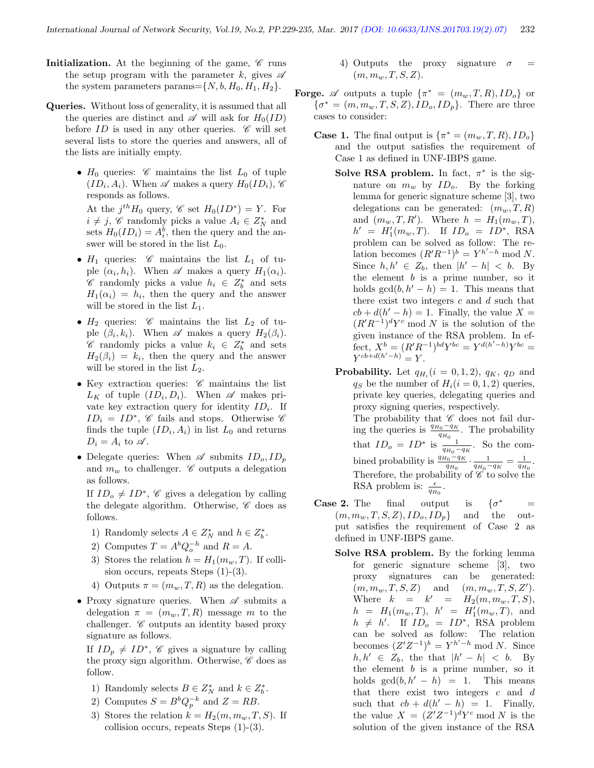**Initialization.** At the beginning of the game, $\mathscr{C}$ runs the setup program with the parameter $k$, gives $\mathscr{A}$ the system parameters params$=\{N, b, H_0, H_1, H_2\}$.

**Queries.** Without loss of generality, it is assumed that all the queries are distinct and $\mathscr{A}$ will ask for $H_0(ID)$ before $ID$ is used in any other queries. $\mathscr{C}$ will set several lists to store the queries and answers, all of the lists are initially empty.

- $H_0$ queries: $\mathscr{C}$ maintains the list $L_0$ of tuple $(ID_i, A_i)$. When $\mathscr{A}$ makes a query $H_0(ID_i)$, $\mathscr{C}$ responds as follows.

  At the $j^{th} H_0$ query, $\mathscr{C}$ set $H_0(ID^*) = Y$. For $i \neq j$, $\mathscr{C}$ randomly picks a value $A_i \in Z_N^*$ and sets $H_0(ID_i) = A_i^b$, then the query and the answer will be stored in the list $L_0$.

- $H_1$ queries: $\mathscr{C}$ maintains the list $L_1$ of tuple $(\alpha_i, h_i)$. When $\mathscr{A}$ makes a query $H_1(\alpha_i)$. $\mathscr{C}$ randomly picks a value $h_i \in Z_b^*$ and sets $H_1(\alpha_i) = h_i$, then the query and the answer will be stored in the list $L_1$.

- $H_2$ queries: $\mathscr{C}$ maintains the list $L_2$ of tuple $(\beta_i, k_i)$. When $\mathscr{A}$ makes a query $H_2(\beta_i)$. $\mathscr{C}$ randomly picks a value $k_i \in Z_b^*$ and sets $H_2(\beta_i) = k_i$, then the query and the answer will be stored in the list $L_2$.

- Key extraction queries: $\mathscr{C}$ maintains the list $L_K$ of tuple $(ID_i, D_i)$. When $\mathscr{A}$ makes private key extraction query for identity $ID_i$. If $ID_i = ID^*$, $\mathscr{C}$ fails and stops. Otherwise $\mathscr{C}$ finds the tuple $(ID_i, A_i)$ in list $L_0$ and returns $D_i = A_i$ to $\mathscr{A}$.

- Delegate queries: When $\mathscr{A}$ submits $ID_o, ID_p$ and $m_w$ to challenger. $\mathscr{C}$ outputs a delegation as follows.

  If $ID_o \neq ID^*$, $\mathscr{C}$ gives a delegation by calling the delegate algorithm. Otherwise, $\mathscr{C}$ does as follows.

  1) Randomly selects $A \in Z_N^*$ and $h \in Z_b^*$.
  2) Computes $T = A^b Q_o^{-h}$ and $R = A$.
  3) Stores the relation $h = H_1(m_w, T)$. If collision occurs, repeats Steps (1)-(3).
  4) Outputs $\pi = (m_w, T, R)$ as the delegation.

- Proxy signature queries. When $\mathscr{A}$ submits a delegation $\pi = (m_w, T, R)$ message $m$ to the challenger. $\mathscr{C}$ outputs an identity based proxy signature as follows.

  If $ID_p \neq ID^*$, $\mathscr{C}$ gives a signature by calling the proxy sign algorithm. Otherwise, $\mathscr{C}$ does as follow.

  1) Randomly selects $B \in Z_N^*$ and $k \in Z_b^*$.
  2) Computes $S = B^b Q_p^{-k}$ and $Z = RB$.
  3) Stores the relation $k = H_2(m, m_w, T, S)$. If collision occurs, repeats Steps (1)-(3).
  4) Outputs the proxy signature $\sigma = (m, m_w, T, S, Z)$.

**Forge.** $\mathscr{A}$ outputs a tuple $\{\pi^* = (m_w, T, R), ID_o\}$ or $\{\sigma^* = (m, m_w, T, S, Z), ID_o, ID_p\}$. There are three cases to consider:

**Case 1.** The final output is $\{\pi^* = (m_w, T, R), ID_o\}$ and the output satisfies the requirement of Case 1 as defined in UNF-IBPS game.

**Solve RSA problem.** In fact, $\pi^*$ is the signature on $m_w$ by $ID_o$. By the forking lemma for generic signature scheme [3], two delegations can be generated: $(m_w, T, R)$ and $(m_w, T, R')$. Where $h = H_1(m_w, T)$, $h' = H_1'(m_w, T)$. If $ID_o = ID^*$, RSA problem can be solved as follow: The relation becomes $(R'R^{-1})^b = Y^{h'-h} \bmod N$. Since $h, h' \in Z_b$, then $|h' - h| < b$. By the element $b$ is a prime number, so it holds $\gcd(b, h' - h) = 1$. This means that there exist two integers $c$ and $d$ such that $cb + d(h' - h) = 1$. Finally, the value $X = (R'R^{-1})^d Y^c \bmod N$ is the solution of the given instance of the RSA problem. In effect, $X^b = (R'R^{-1})^{bd} Y^{bc} = Y^{d(h'-h)} Y^{bc} = Y^{cb+d(h'-h)} = Y$.

**Probability.** Let $q_{H_i} (i = 0, 1, 2)$, $q_K$, $q_D$ and $q_S$ be the number of $H_i (i = 0, 1, 2)$ queries, private key queries, delegating queries and proxy signing queries, respectively.

The probability that $\mathscr{C}$ does not fail during the queries is $\frac{q_{H_0} - q_K}{q_{H_0}}$. The probability that $ID_o = ID^*$ is $\frac{1}{q_{H_0} - q_K}$. So the combined probability is $\frac{q_{H_0} - q_K}{q_{H_0}} \cdot \frac{1}{q_{H_0} - q_K} = \frac{1}{q_{H_0}}$. Therefore, the probability of $\mathscr{C}$ to solve the RSA problem is: $\frac{\epsilon}{q_{H_0}}$.

**Case 2.** The final output is $\{\sigma^* = (m, m_w, T, S, Z), ID_o, ID_p\}$ and the output satisfies the requirement of Case 2 as defined in UNF-IBPS game.

**Solve RSA problem.** By the forking lemma for generic signature scheme [3], two proxy signatures can be generated: $(m, m_w, T, S, Z)$ and $(m, m_w, T, S, Z')$. Where $k = k' = H_2(m, m_w, T, S)$, $h = H_1(m_w, T)$, $h' = H_1'(m_w, T)$, and $h \neq h'$. If $ID_o = ID^*$, RSA problem can be solved as follow: The relation becomes $(Z'Z^{-1})^b = Y^{h'-h} \bmod N$. Since $h, h' \in Z_b$, the that $|h' - h| < b$. By the element $b$ is a prime number, so it holds $\gcd(b, h' - h) = 1$. This means that there exist two integers $c$ and $d$ such that $cb + d(h' - h) = 1$. Finally, the value $X = (Z'Z^{-1})^d Y^c \bmod N$ is the solution of the given instance of the RSA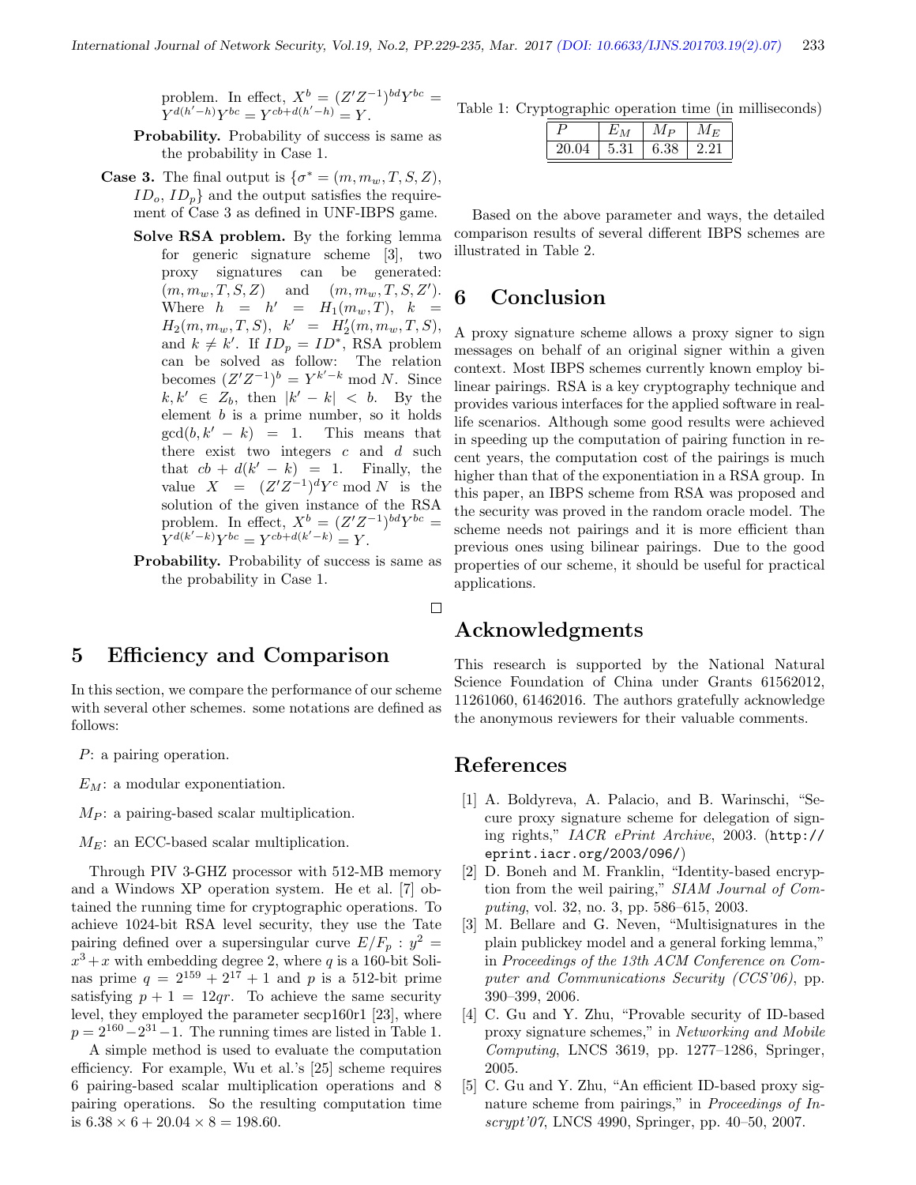problem. In effect, $X^b = (Z'Z^{-1})^{bd}Y^{bc} = Y^{d(h'-h)}Y^{bc} = Y^{cb+d(h'-h)} = Y$.

**Probability.** Probability of success is same as the probability in Case 1.

**Case 3.** The final output is $\{\sigma^* = (m, m_w, T, S, Z), ID_o, ID_p\}$ and the output satisfies the requirement of Case 3 as defined in UNF-IBPS game.

**Solve RSA problem.** By the forking lemma for generic signature scheme [3], two proxy signatures can be generated: $(m, m_w, T, S, Z)$ and $(m, m_w, T, S, Z')$. Where $h = h' = H_1(m_w, T)$, $k = H_2(m_w, m_w, T, S)$, $k' = H_2'(m, m_w, T, S)$, and $k \neq k'$. If $ID_p = ID^*$, RSA problem can be solved as follow: The relation becomes $(Z'Z^{-1})^b = Y^{k'-k} \bmod N$. Since $k, k' \in Z_b$, then $|k' - k| < b$. By the element $b$ is a prime number, so it holds $\gcd(b, k' - k) = 1$. This means that there exist two integers $c$ and $d$ such that $cb + d(k' - k) = 1$. Finally, the value $X = (Z'Z^{-1})^d Y^c \bmod N$ is the solution of the given instance of the RSA problem. In effect, $X^b = (Z'Z^{-1})^{bd}Y^{bc} = Y^{d(k'-k)}Y^{bc} = Y^{cb+d(k'-k)} = Y$.

**Probability.** Probability of success is same as the probability in Case 1.

□

## 5 Efficiency and Comparison

In this section, we compare the performance of our scheme with several other schemes. some notations are defined as follows:

$P$: a pairing operation.

$E_M$: a modular exponentiation.

$M_P$: a pairing-based scalar multiplication.

$M_E$: an ECC-based scalar multiplication.

Through PIV 3-GHZ processor with 512-MB memory and a Windows XP operation system. He et al. [7] obtained the running time for cryptographic operations. To achieve 1024-bit RSA level security, they use the Tate pairing defined over a supersingular curve $E/F_p : y^2 = x^3 + x$ with embedding degree 2, where $q$ is a 160-bit Solinas prime $q = 2^{159} + 2^{17} + 1$ and $p$ is a 512-bit prime satisfying $p + 1 = 12qr$. To achieve the same security level, they employed the parameter secp160r1 [23], where $p = 2^{160} - 2^{31} - 1$. The running times are listed in Table 1.

A simple method is used to evaluate the computation efficiency. For example, Wu et al.'s [25] scheme requires 6 pairing-based scalar multiplication operations and 8 pairing operations. So the resulting computation time is $6.38 \times 6 + 20.04 \times 8 = 198.60$.

Table 1: Cryptographic operation time (in milliseconds)

| $P$ | $E_M$ | $M_P$ | $M_E$ |
|---|---|---|---|
| 20.04 | 5.31 | 6.38 | 2.21 |

Based on the above parameter and ways, the detailed comparison results of several different IBPS schemes are illustrated in Table 2.

## 6 Conclusion

A proxy signature scheme allows a proxy signer to sign messages on behalf of an original signer within a given context. Most IBPS schemes currently known employ bilinear pairings. RSA is a key cryptography technique and provides various interfaces for the applied software in real-life scenarios. Although some good results were achieved in speeding up the computation of pairing function in recent years, the computation cost of the pairings is much higher than that of the exponentiation in a RSA group. In this paper, an IBPS scheme from RSA was proposed and the security was proved in the random oracle model. The scheme needs not pairings and it is more efficient than previous ones using bilinear pairings. Due to the good properties of our scheme, it should be useful for practical applications.

## Acknowledgments

This research is supported by the National Natural Science Foundation of China under Grants 61562012, 11261060, 61462016. The authors gratefully acknowledge the anonymous reviewers for their valuable comments.

## References

[1] A. Boldyreva, A. Palacio, and B. Warinschi, "Secure proxy signature scheme for delegation of signing rights," *IACR ePrint Archive*, 2003. (http://eprint.iacr.org/2003/096/)

[2] D. Boneh and M. Franklin, "Identity-based encryption from the weil pairing," *SIAM Journal of Computing*, vol. 32, no. 3, pp. 586–615, 2003.

[3] M. Bellare and G. Neven, "Multisignatures in the plain publickey model and a general forking lemma," in *Proceedings of the 13th ACM Conference on Computer and Communications Security (CCS'06)*, pp. 390–399, 2006.

[4] C. Gu and Y. Zhu, "Provable security of ID-based proxy signature schemes," in *Networking and Mobile Computing*, LNCS 3619, pp. 1277–1286, Springer, 2005.

[5] C. Gu and Y. Zhu, "An efficient ID-based proxy signature scheme from pairings," in *Proceedings of Inscrypt'07*, LNCS 4990, Springer, pp. 40–50, 2007.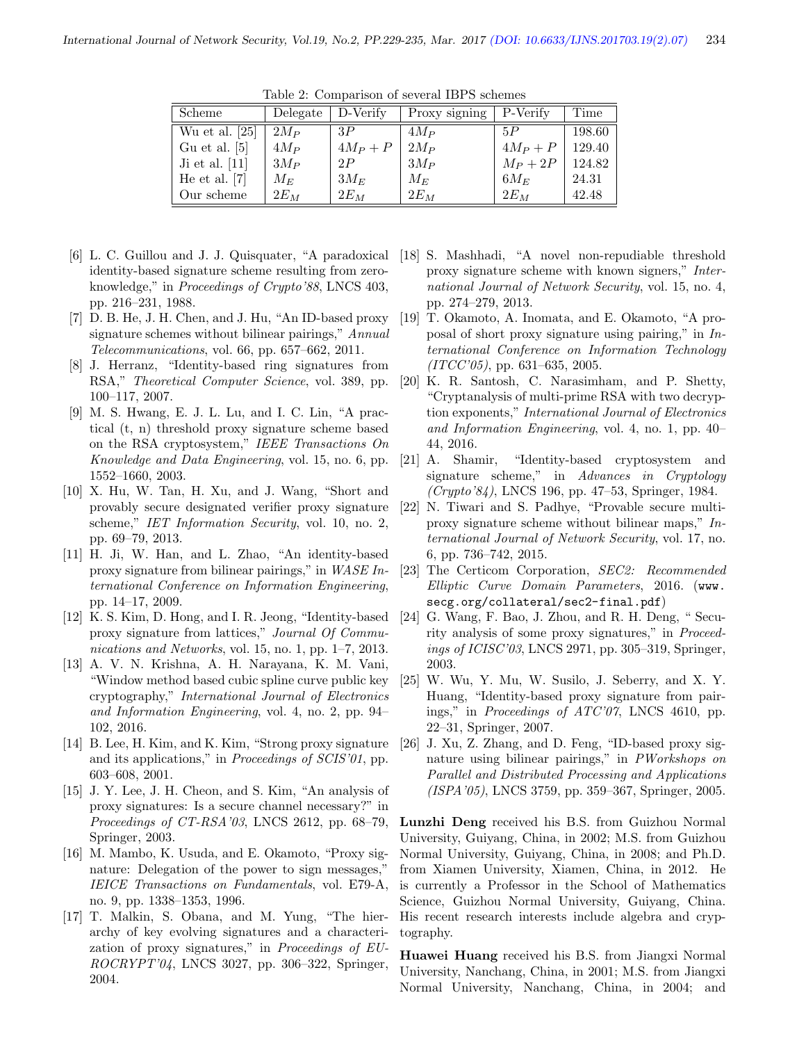Table 2: Comparison of several IBPS schemes

| Scheme | Delegate | D-Verify | Proxy signing | P-Verify | Time |
|---|---|---|---|---|---|
| Wu et al. [25] | $2M_P$ | $3P$ | $4M_P$ | $5P$ | 198.60 |
| Gu et al. [5] | $4M_P$ | $4M_P + P$ | $2M_P$ | $4M_P + P$ | 129.40 |
| Ji et al. [11] | $3M_P$ | $2P$ | $3M_P$ | $M_P + 2P$ | 124.82 |
| He et al. [7] | $M_E$ | $3M_E$ | $M_E$ | $6M_E$ | 24.31 |
| Our scheme | $2E_M$ | $2E_M$ | $2E_M$ | $2E_M$ | 42.48 |

[6] L. C. Guillou and J. J. Quisquater, "A paradoxical identity-based signature scheme resulting from zero-knowledge," in *Proceedings of Crypto'88*, LNCS 403, pp. 216–231, 1988.

[7] D. B. He, J. H. Chen, and J. Hu, "An ID-based proxy signature schemes without bilinear pairings," *Annual Telecommunications*, vol. 66, pp. 657–662, 2011.

[8] J. Herranz, "Identity-based ring signatures from RSA," *Theoretical Computer Science*, vol. 389, pp. 100–117, 2007.

[9] M. S. Hwang, E. J. L. Lu, and I. C. Lin, "A practical (t, n) threshold proxy signature scheme based on the RSA cryptosystem," *IEEE Transactions On Knowledge and Data Engineering*, vol. 15, no. 6, pp. 1552–1660, 2003.

[10] X. Hu, W. Tan, H. Xu, and J. Wang, "Short and provably secure designated verifier proxy signature scheme," *IET Information Security*, vol. 10, no. 2, pp. 69–79, 2013.

[11] H. Ji, W. Han, and L. Zhao, "An identity-based proxy signature from bilinear pairings," in *WASE International Conference on Information Engineering*, pp. 14–17, 2009.

[12] K. S. Kim, D. Hong, and I. R. Jeong, "Identity-based proxy signature from lattices," *Journal Of Communications and Networks*, vol. 15, no. 1, pp. 1–7, 2013.

[13] A. V. N. Krishna, A. H. Narayana, K. M. Vani, "Window method based cubic spline curve public key cryptography," *International Journal of Electronics and Information Engineering*, vol. 4, no. 2, pp. 94–102, 2016.

[14] B. Lee, H. Kim, and K. Kim, "Strong proxy signature and its applications," in *Proceedings of SCIS'01*, pp. 603–608, 2001.

[15] J. Y. Lee, J. H. Cheon, and S. Kim, "An analysis of proxy signatures: Is a secure channel necessary?" in *Proceedings of CT-RSA'03*, LNCS 2612, pp. 68–79, Springer, 2003.

[16] M. Mambo, K. Usuda, and E. Okamoto, "Proxy signature: Delegation of the power to sign messages," *IEICE Transactions on Fundamentals*, vol. E79-A, no. 9, pp. 1338–1353, 1996.

[17] T. Malkin, S. Obana, and M. Yung, "The hierarchy of key evolving signatures and a characterization of proxy signatures," in *Proceedings of EUROCRYPT'04*, LNCS 3027, pp. 306–322, Springer, 2004.

[18] S. Mashhadi, "A novel non-repudiable threshold proxy signature scheme with known signers," *International Journal of Network Security*, vol. 15, no. 4, pp. 274–279, 2013.

[19] T. Okamoto, A. Inomata, and E. Okamoto, "A proposal of short proxy signature using pairing," in *International Conference on Information Technology (ITCC'05)*, pp. 631–635, 2005.

[20] K. R. Santosh, C. Narasimham, and P. Shetty, "Cryptanalysis of multi-prime RSA with two decryption exponents," *International Journal of Electronics and Information Engineering*, vol. 4, no. 1, pp. 40–44, 2016.

[21] A. Shamir, "Identity-based cryptosystem and signature scheme," in *Advances in Cryptology (Crypto'84)*, LNCS 196, pp. 47–53, Springer, 1984.

[22] N. Tiwari and S. Padhye, "Provable secure multi-proxy signature scheme without bilinear maps," *International Journal of Network Security*, vol. 17, no. 6, pp. 736–742, 2015.

[23] The Certicom Corporation, *SEC2: Recommended Elliptic Curve Domain Parameters*, 2016. (`www.secg.org/collateral/sec2-final.pdf`)

[24] G. Wang, F. Bao, J. Zhou, and R. H. Deng, " Security analysis of some proxy signatures," in *Proceedings of ICISC'03*, LNCS 2971, pp. 305–319, Springer, 2003.

[25] W. Wu, Y. Mu, W. Susilo, J. Seberry, and X. Y. Huang, "Identity-based proxy signature from pairings," in *Proceedings of ATC'07*, LNCS 4610, pp. 22–31, Springer, 2007.

[26] J. Xu, Z. Zhang, and D. Feng, "ID-based proxy signature using bilinear pairings," in *PWorkshops on Parallel and Distributed Processing and Applications (ISPA'05)*, LNCS 3759, pp. 359–367, Springer, 2005.

**Lunzhi Deng** received his B.S. from Guizhou Normal University, Guiyang, China, in 2002; M.S. from Guizhou Normal University, Guiyang, China, in 2008; and Ph.D. from Xiamen University, Xiamen, China, in 2012. He is currently a Professor in the School of Mathematics Science, Guizhou Normal University, Guiyang, China. His recent research interests include algebra and cryptography.

**Huawei Huang** received his B.S. from Jiangxi Normal University, Nanchang, China, in 2001; M.S. from Jiangxi Normal University, Nanchang, China, in 2004; and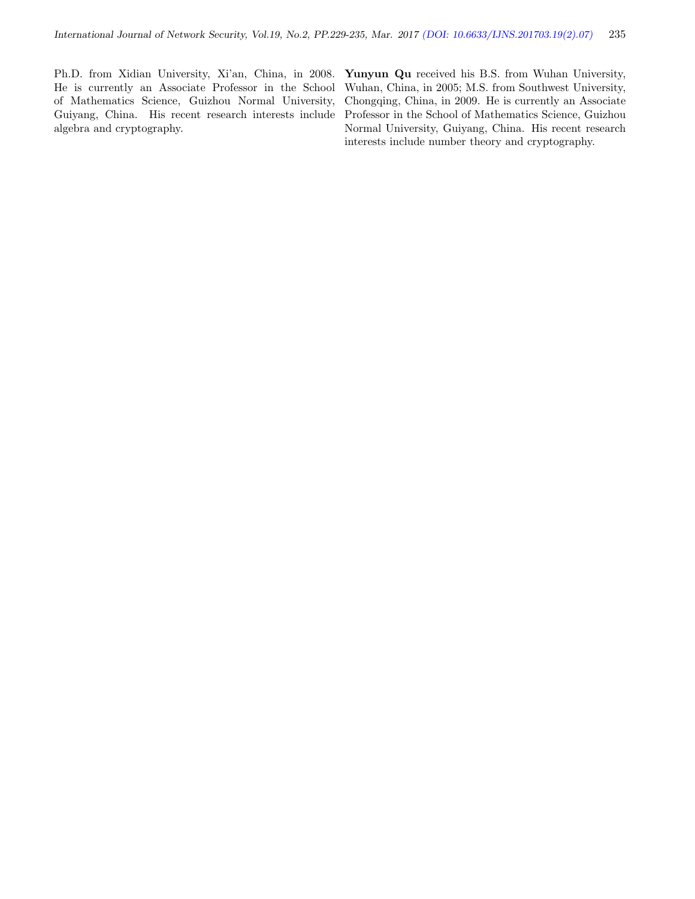Ph.D. from Xidian University, Xi'an, China, in 2008. He is currently an Associate Professor in the School of Mathematics Science, Guizhou Normal University, Guiyang, China. His recent research interests include algebra and cryptography.

**Yunyun Qu** received his B.S. from Wuhan University, Wuhan, China, in 2005; M.S. from Southwest University, Chongqing, China, in 2009. He is currently an Associate Professor in the School of Mathematics Science, Guizhou Normal University, Guiyang, China. His recent research interests include number theory and cryptography.